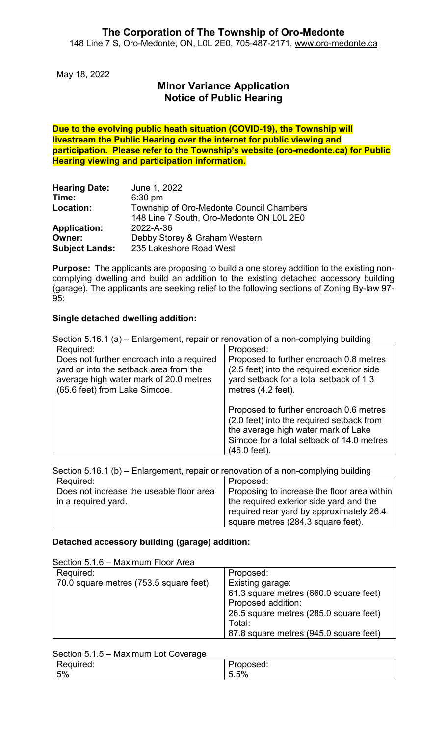# The Corporation of The Township of Oro-Medonte

148 Line 7 S, Oro-Medonte, ON, L0L 2E0, 705-487-2171, www.oro-medonte.ca

May 18, 2022

## Minor Variance Application
## Notice of Public Hearing

**Due to the evolving public heath situation (COVID-19), the Township will livestream the Public Hearing over the internet for public viewing and participation. Please refer to the Township's website (oro-medonte.ca) for Public Hearing viewing and participation information.**

| | |
|---|---|
| **Hearing Date:** | June 1, 2022 |
| **Time:** | 6:30 pm |
| **Location:** | Township of Oro-Medonte Council Chambers<br>148 Line 7 South, Oro-Medonte ON L0L 2E0 |
| **Application:** | 2022-A-36 |
| **Owner:** | Debby Storey & Graham Western |
| **Subject Lands:** | 235 Lakeshore Road West |

**Purpose:** The applicants are proposing to build a one storey addition to the existing non-complying dwelling and build an addition to the existing detached accessory building (garage). The applicants are seeking relief to the following sections of Zoning By-law 97-95:

### Single detached dwelling addition:

Section 5.16.1 (a) – Enlargement, repair or renovation of a non-complying building

| Required: | Proposed: |
|---|---|
| Does not further encroach into a required yard or into the setback area from the average high water mark of 20.0 metres (65.6 feet) from Lake Simcoe. | Proposed to further encroach 0.8 metres (2.5 feet) into the required exterior side yard setback for a total setback of 1.3 metres (4.2 feet).<br><br>Proposed to further encroach 0.6 metres (2.0 feet) into the required setback from the average high water mark of Lake Simcoe for a total setback of 14.0 metres (46.0 feet). |

Section 5.16.1 (b) – Enlargement, repair or renovation of a non-complying building

| Required: | Proposed: |
|---|---|
| Does not increase the useable floor area in a required yard. | Proposing to increase the floor area within the required exterior side yard and the required rear yard by approximately 26.4 square metres (284.3 square feet). |

### Detached accessory building (garage) addition:

Section 5.1.6 – Maximum Floor Area

| Required: | Proposed: |
|---|---|
| 70.0 square metres (753.5 square feet) | Existing garage:<br>61.3 square metres (660.0 square feet)<br>Proposed addition:<br>26.5 square metres (285.0 square feet)<br>Total:<br>87.8 square metres (945.0 square feet) |

Section 5.1.5 – Maximum Lot Coverage

| Required: | Proposed: |
|---|---|
| 5% | 5.5% |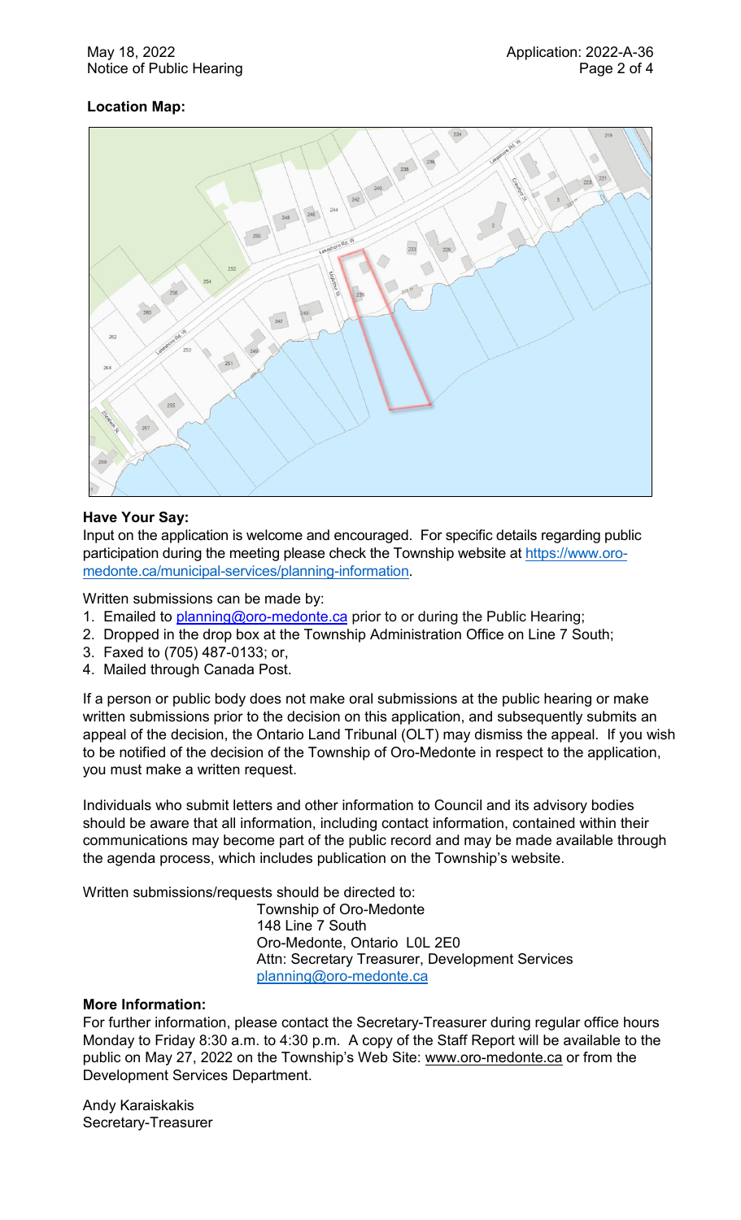**Location Map:**

**Have Your Say:**

Input on the application is welcome and encouraged. For specific details regarding public participation during the meeting please check the Township website at [https://www.oro-medonte.ca/municipal-services/planning-information](https://www.oro-medonte.ca/municipal-services/planning-information).

Written submissions can be made by:

1. Emailed to [planning@oro-medonte.ca](mailto:planning@oro-medonte.ca) prior to or during the Public Hearing;
2. Dropped in the drop box at the Township Administration Office on Line 7 South;
3. Faxed to (705) 487-0133; or,
4. Mailed through Canada Post.

If a person or public body does not make oral submissions at the public hearing or make written submissions prior to the decision on this application, and subsequently submits an appeal of the decision, the Ontario Land Tribunal (OLT) may dismiss the appeal. If you wish to be notified of the decision of the Township of Oro-Medonte in respect to the application, you must make a written request.

Individuals who submit letters and other information to Council and its advisory bodies should be aware that all information, including contact information, contained within their communications may become part of the public record and may be made available through the agenda process, which includes publication on the Township's website.

Written submissions/requests should be directed to:

Township of Oro-Medonte
148 Line 7 South
Oro-Medonte, Ontario L0L 2E0
Attn: Secretary Treasurer, Development Services
[planning@oro-medonte.ca](mailto:planning@oro-medonte.ca)

**More Information:**

For further information, please contact the Secretary-Treasurer during regular office hours Monday to Friday 8:30 a.m. to 4:30 p.m. A copy of the Staff Report will be available to the public on May 27, 2022 on the Township's Web Site: www.oro-medonte.ca or from the Development Services Department.

Andy Karaiskakis
Secretary-Treasurer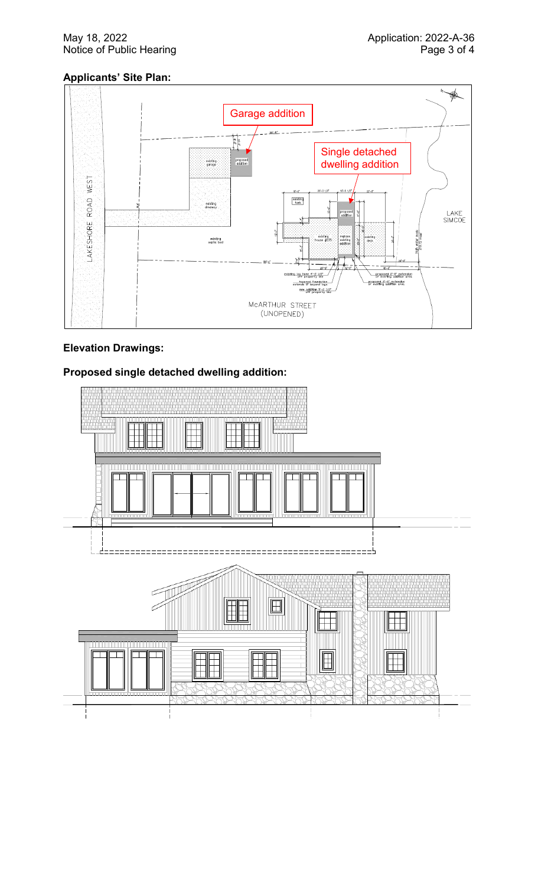## Applicants' Site Plan:

## Elevation Drawings:

## Proposed single detached dwelling addition: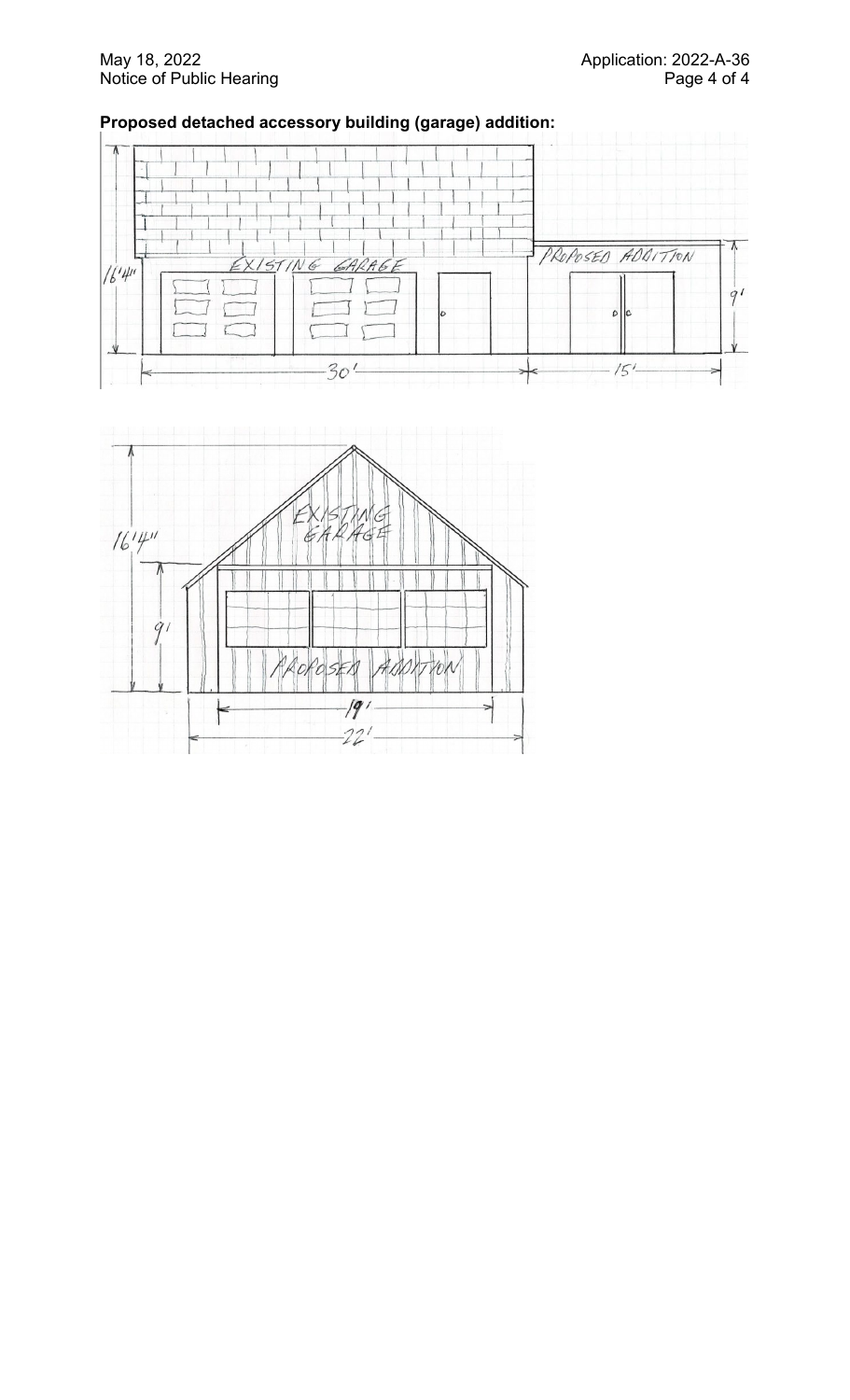**Proposed detached accessory building (garage) addition:**

EXISTING GARAGE

PROPOSED ADDITION

16'4"

9'

30'

15'

EXISTING GARAGE

16'4"

9'

PROPOSED ADDITION

19'

22'